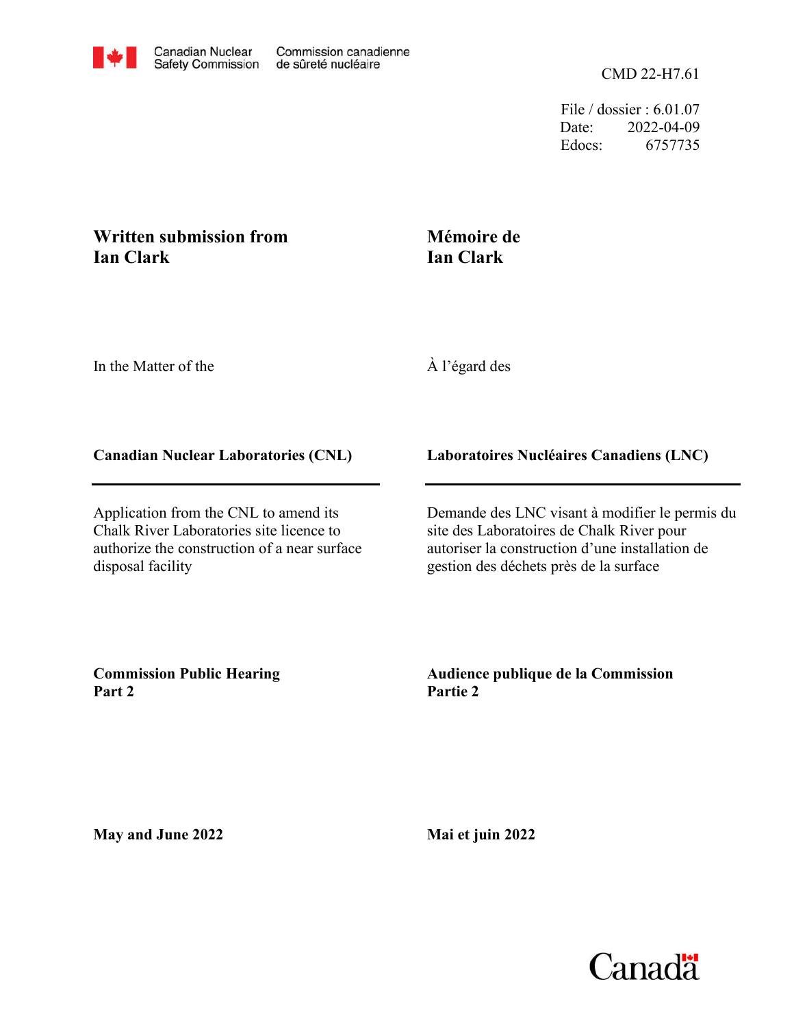Canadian Nuclear Safety Commission | Commission canadienne de sûreté nucléaire

CMD 22-H7.61

File / dossier : 6.01.07
Date: 2022-04-09
Edocs: 6757735

**Written submission from Ian Clark**

**Mémoire de Ian Clark**

In the Matter of the

À l'égard des

**Canadian Nuclear Laboratories (CNL)**

**Laboratoires Nucléaires Canadiens (LNC)**

Application from the CNL to amend its Chalk River Laboratories site licence to authorize the construction of a near surface disposal facility

Demande des LNC visant à modifier le permis du site des Laboratoires de Chalk River pour autoriser la construction d'une installation de gestion des déchets près de la surface

**Commission Public Hearing Part 2**

**Audience publique de la Commission Partie 2**

**May and June 2022**

**Mai et juin 2022**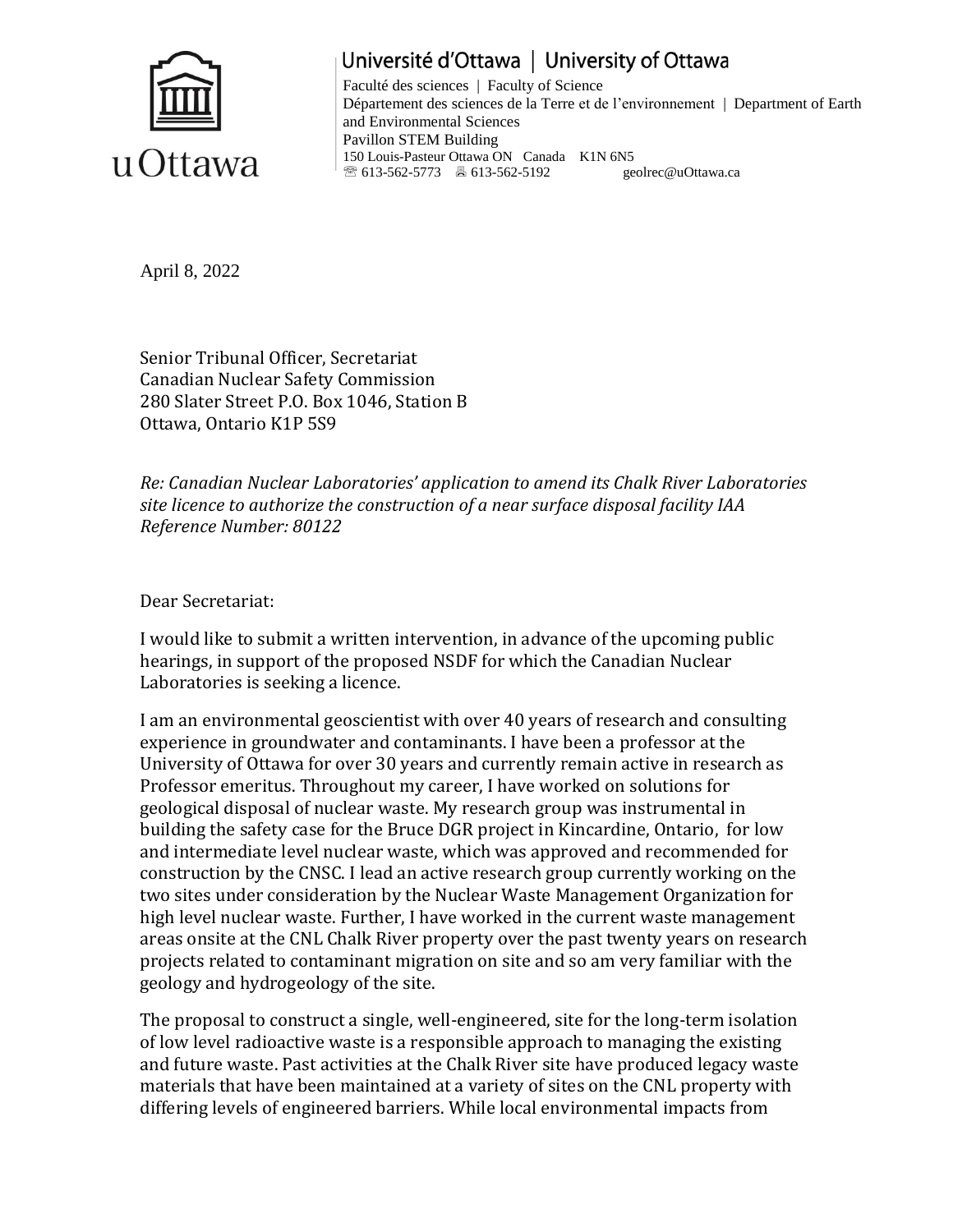Université d'Ottawa | University of Ottawa

Faculté des sciences | Faculty of Science
Département des sciences de la Terre et de l'environnement | Department of Earth and Environmental Sciences
Pavillon STEM Building
150 Louis-Pasteur Ottawa ON Canada K1N 6N5
☏ 613-562-5773 🖷 613-562-5192 geolrec@uOttawa.ca

April 8, 2022

Senior Tribunal Officer, Secretariat
Canadian Nuclear Safety Commission
280 Slater Street P.O. Box 1046, Station B
Ottawa, Ontario K1P 5S9

*Re: Canadian Nuclear Laboratories' application to amend its Chalk River Laboratories site licence to authorize the construction of a near surface disposal facility IAA Reference Number: 80122*

Dear Secretariat:

I would like to submit a written intervention, in advance of the upcoming public hearings, in support of the proposed NSDF for which the Canadian Nuclear Laboratories is seeking a licence.

I am an environmental geoscientist with over 40 years of research and consulting experience in groundwater and contaminants. I have been a professor at the University of Ottawa for over 30 years and currently remain active in research as Professor emeritus. Throughout my career, I have worked on solutions for geological disposal of nuclear waste. My research group was instrumental in building the safety case for the Bruce DGR project in Kincardine, Ontario, for low and intermediate level nuclear waste, which was approved and recommended for construction by the CNSC. I lead an active research group currently working on the two sites under consideration by the Nuclear Waste Management Organization for high level nuclear waste. Further, I have worked in the current waste management areas onsite at the CNL Chalk River property over the past twenty years on research projects related to contaminant migration on site and so am very familiar with the geology and hydrogeology of the site.

The proposal to construct a single, well-engineered, site for the long-term isolation of low level radioactive waste is a responsible approach to managing the existing and future waste. Past activities at the Chalk River site have produced legacy waste materials that have been maintained at a variety of sites on the CNL property with differing levels of engineered barriers. While local environmental impacts from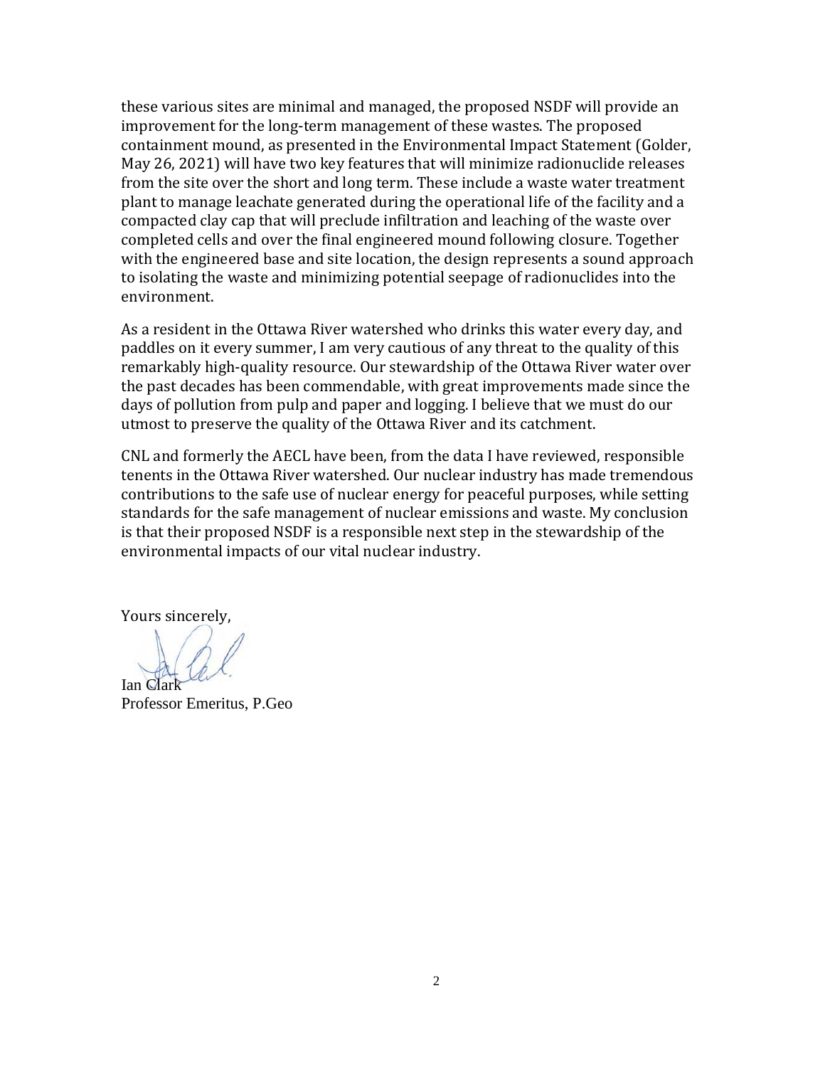these various sites are minimal and managed, the proposed NSDF will provide an improvement for the long-term management of these wastes. The proposed containment mound, as presented in the Environmental Impact Statement (Golder, May 26, 2021) will have two key features that will minimize radionuclide releases from the site over the short and long term. These include a waste water treatment plant to manage leachate generated during the operational life of the facility and a compacted clay cap that will preclude infiltration and leaching of the waste over completed cells and over the final engineered mound following closure. Together with the engineered base and site location, the design represents a sound approach to isolating the waste and minimizing potential seepage of radionuclides into the environment.

As a resident in the Ottawa River watershed who drinks this water every day, and paddles on it every summer, I am very cautious of any threat to the quality of this remarkably high-quality resource. Our stewardship of the Ottawa River water over the past decades has been commendable, with great improvements made since the days of pollution from pulp and paper and logging. I believe that we must do our utmost to preserve the quality of the Ottawa River and its catchment.

CNL and formerly the AECL have been, from the data I have reviewed, responsible tenents in the Ottawa River watershed. Our nuclear industry has made tremendous contributions to the safe use of nuclear energy for peaceful purposes, while setting standards for the safe management of nuclear emissions and waste. My conclusion is that their proposed NSDF is a responsible next step in the stewardship of the environmental impacts of our vital nuclear industry.

Yours sincerely,

Ian Clark
Professor Emeritus, P.Geo